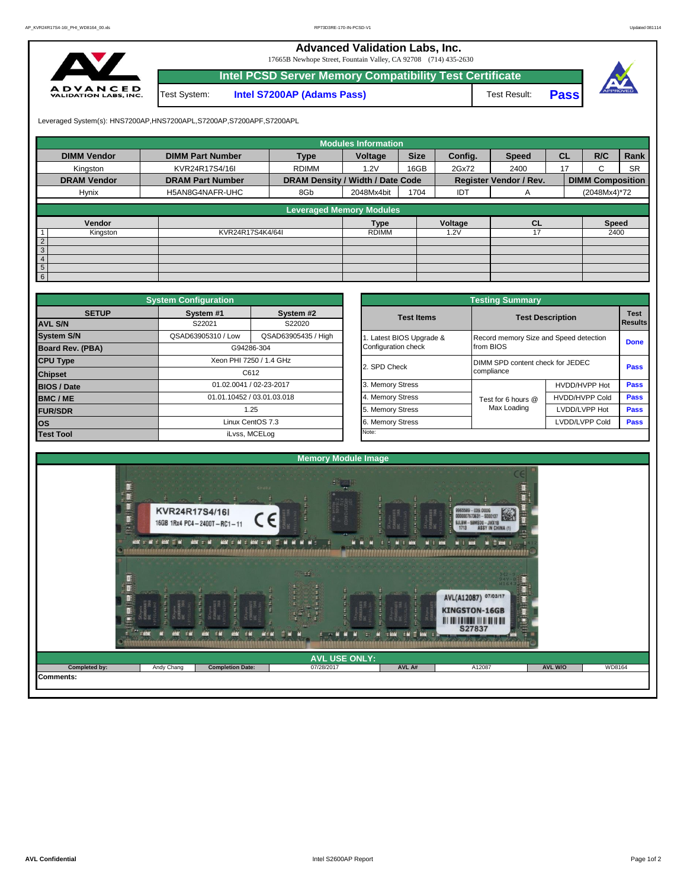# Advanced Validation Labs, Inc.

17665B Newhope Street, Fountain Valley, CA 92708 (714) 435-2630

## Intel PCSD Server Memory Compatibility Test Certificate

| Test System: | Intel S7200AP (Adams Pass) | Test Result: | Pass |
|---|---|---|---|

Leveraged System(s): HNS7200AP,HNS7200APL,S7200AP,S7200APF,S7200APL

### Modules Information

| DIMM Vendor | DIMM Part Number | Type | Voltage | Size | Config. | Speed | CL | R/C | Rank |
|---|---|---|---|---|---|---|---|---|---|
| Kingston | KVR24R17S4/16I | RDIMM | 1.2V | 16GB | 2Gx72 | 2400 | 17 | C | SR |
| **DRAM Vendor** | **DRAM Part Number** | **DRAM Density / Width / Date Code** | | | **Register Vendor / Rev.** | | **DIMM Composition** | | |
| Hynix | H5AN8G4NAFR-UHC | 8Gb | 2048Mx4bit | 1704 | IDT | A | (2048Mx4)*72 | | |

### Leveraged Memory Modules

| | Vendor | | Type | Voltage | CL | Speed |
|---|---|---|---|---|---|---|
| 1 | Kingston | KVR24R17S4K4/64I | RDIMM | 1.2V | 17 | 2400 |
| 2 | | | | | | |
| 3 | | | | | | |
| 4 | | | | | | |
| 5 | | | | | | |
| 6 | | | | | | |

### System Configuration

| SETUP | System #1 | System #2 |
|---|---|---|
| AVL S/N | S22021 | S22020 |
| System S/N | QSAD63905310 / Low | QSAD63905435 / High |
| Board Rev. (PBA) | G94286-304 | |
| CPU Type | Xeon PHI 7250 / 1.4 GHz | |
| Chipset | C612 | |
| BIOS / Date | 01.02.0041 / 02-23-2017 | |
| BMC / ME | 01.01.10452 / 03.01.03.018 | |
| FUR/SDR | 1.25 | |
| OS | Linux CentOS 7.3 | |
| Test Tool | iLvss, MCELog | |

### Testing Summary

| Test Items | Test Description | | Test Results |
|---|---|---|---|
| 1. Latest BIOS Upgrade & Configuration check | Record memory Size and Speed detection from BIOS | | Done |
| 2. SPD Check | DIMM SPD content check for JEDEC compliance | | Pass |
| 3. Memory Stress | Test for 6 hours @ Max Loading | HVDD/HVPP Hot | Pass |
| 4. Memory Stress | | HVDD/HVPP Cold | Pass |
| 5. Memory Stress | | LVDD/LVPP Hot | Pass |
| 6. Memory Stress | | LVDD/LVPP Cold | Pass |
| Note: | | | |

### Memory Module Image

### AVL USE ONLY:

| Completed by: | Andy Chang | Completion Date: | 07/28/2017 | AVL A# | A12087 | AVL W/O | WD8164 |
|---|---|---|---|---|---|---|---|

Comments: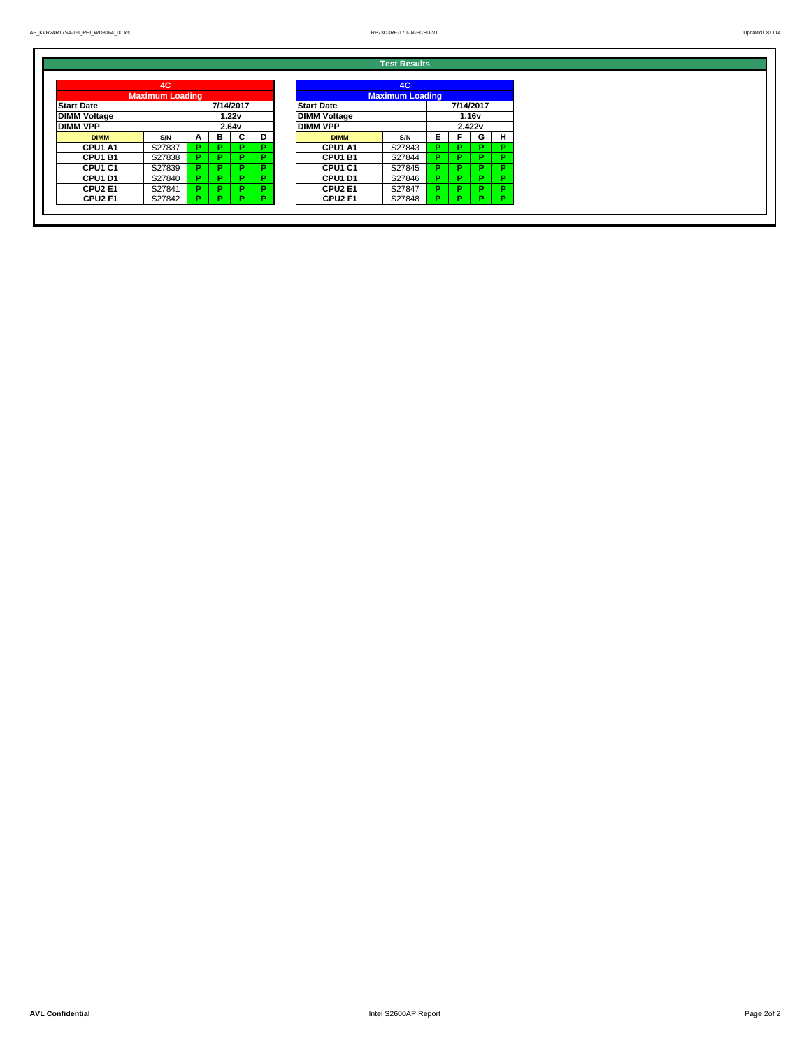## Test Results

| 4C Maximum Loading | | | | | |
|---|---|---|---|---|---|
| Start Date | | 7/14/2017 | | | |
| DIMM Voltage | | 1.22v | | | |
| DIMM VPP | | 2.64v | | | |
| DIMM | S/N | A | B | C | D |
| CPU1 A1 | S27837 | P | P | P | P |
| CPU1 B1 | S27838 | P | P | P | P |
| CPU1 C1 | S27839 | P | P | P | P |
| CPU1 D1 | S27840 | P | P | P | P |
| CPU2 E1 | S27841 | P | P | P | P |
| CPU2 F1 | S27842 | P | P | P | P |

| 4C Maximum Loading | | | | | |
|---|---|---|---|---|---|
| Start Date | | 7/14/2017 | | | |
| DIMM Voltage | | 1.16v | | | |
| DIMM VPP | | 2.422v | | | |
| DIMM | S/N | E | F | G | H |
| CPU1 A1 | S27843 | P | P | P | P |
| CPU1 B1 | S27844 | P | P | P | P |
| CPU1 C1 | S27845 | P | P | P | P |
| CPU1 D1 | S27846 | P | P | P | P |
| CPU2 E1 | S27847 | P | P | P | P |
| CPU2 F1 | S27848 | P | P | P | P |